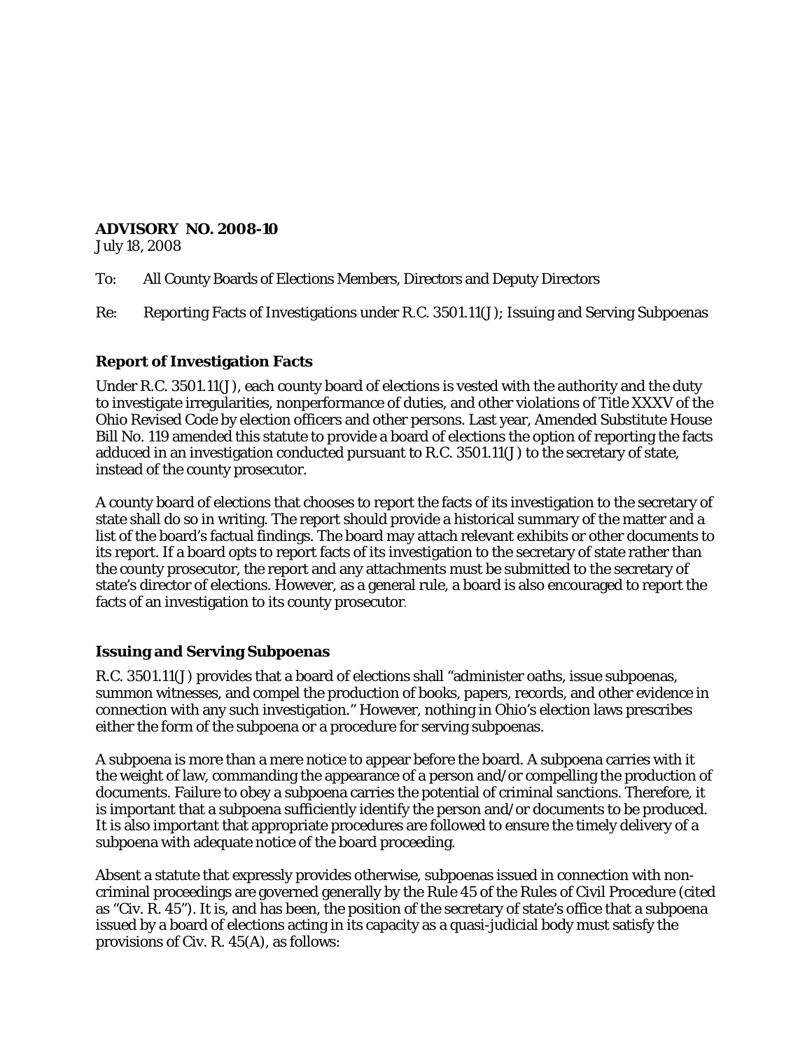**ADVISORY NO. 2008-10**
July 18, 2008

To: All County Boards of Elections Members, Directors and Deputy Directors

Re: Reporting Facts of Investigations under R.C. 3501.11(J); Issuing and Serving Subpoenas

### Report of Investigation Facts

Under R.C. 3501.11(J), each county board of elections is vested with the authority and the duty to investigate irregularities, nonperformance of duties, and other violations of Title XXXV of the Ohio Revised Code by election officers and other persons. Last year, Amended Substitute House Bill No. 119 amended this statute to provide a board of elections the option of reporting the facts adduced in an investigation conducted pursuant to R.C. 3501.11(J) to the secretary of state, instead of the county prosecutor.

A county board of elections that chooses to report the facts of its investigation to the secretary of state shall do so in writing. The report should provide a historical summary of the matter and a list of the board's factual findings. The board may attach relevant exhibits or other documents to its report. If a board opts to report facts of its investigation to the secretary of state rather than the county prosecutor, the report and any attachments must be submitted to the secretary of state's director of elections. However, as a general rule, a board is also encouraged to report the facts of an investigation to its county prosecutor.

### Issuing and Serving Subpoenas

R.C. 3501.11(J) provides that a board of elections shall "administer oaths, issue subpoenas, summon witnesses, and compel the production of books, papers, records, and other evidence in connection with any such investigation." However, nothing in Ohio's election laws prescribes either the form of the subpoena or a procedure for serving subpoenas.

A subpoena is more than a mere notice to appear before the board. A subpoena carries with it the weight of law, commanding the appearance of a person and/or compelling the production of documents. Failure to obey a subpoena carries the potential of criminal sanctions. Therefore, it is important that a subpoena sufficiently identify the person and/or documents to be produced. It is also important that appropriate procedures are followed to ensure the timely delivery of a subpoena with adequate notice of the board proceeding.

Absent a statute that expressly provides otherwise, subpoenas issued in connection with non-criminal proceedings are governed generally by the Rule 45 of the Rules of Civil Procedure (cited as "Civ. R. 45"). It is, and has been, the position of the secretary of state's office that a subpoena issued by a board of elections acting in its capacity as a quasi-judicial body must satisfy the provisions of Civ. R. 45(A), as follows: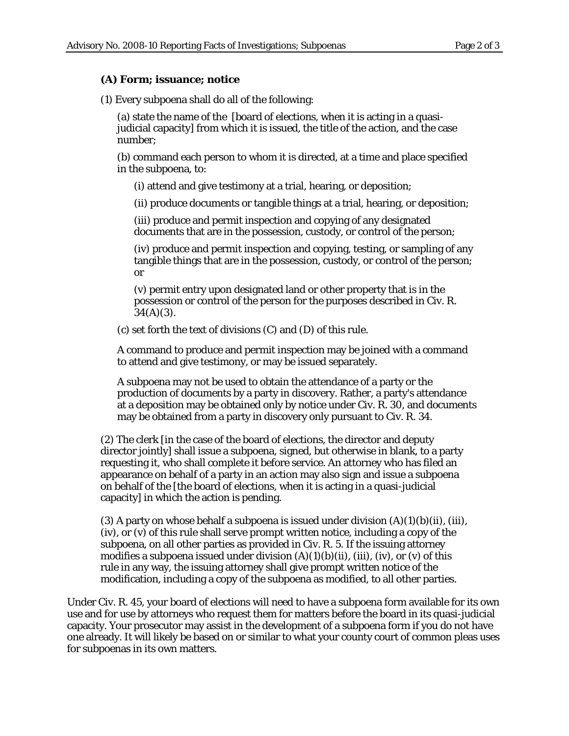**(A) Form; issuance; notice**

(1) Every subpoena shall do all of the following:

(a) state the name of the [board of elections, when it is acting in a quasi-judicial capacity] from which it is issued, the title of the action, and the case number;

(b) command each person to whom it is directed, at a time and place specified in the subpoena, to:

(i) attend and give testimony at a trial, hearing, or deposition;

(ii) produce documents or tangible things at a trial, hearing, or deposition;

(iii) produce and permit inspection and copying of any designated documents that are in the possession, custody, or control of the person;

(iv) produce and permit inspection and copying, testing, or sampling of any tangible things that are in the possession, custody, or control of the person; or

(v) permit entry upon designated land or other property that is in the possession or control of the person for the purposes described in Civ. R. 34(A)(3).

(c) set forth the text of divisions (C) and (D) of this rule.

A command to produce and permit inspection may be joined with a command to attend and give testimony, or may be issued separately.

A subpoena may not be used to obtain the attendance of a party or the production of documents by a party in discovery. Rather, a party's attendance at a deposition may be obtained only by notice under Civ. R. 30, and documents may be obtained from a party in discovery only pursuant to Civ. R. 34.

(2) The clerk [in the case of the board of elections, the director and deputy director jointly] shall issue a subpoena, signed, but otherwise in blank, to a party requesting it, who shall complete it before service. An attorney who has filed an appearance on behalf of a party in an action may also sign and issue a subpoena on behalf of the [the board of elections, when it is acting in a quasi-judicial capacity] in which the action is pending.

(3) A party on whose behalf a subpoena is issued under division (A)(1)(b)(ii), (iii), (iv), or (v) of this rule shall serve prompt written notice, including a copy of the subpoena, on all other parties as provided in Civ. R. 5. If the issuing attorney modifies a subpoena issued under division (A)(1)(b)(ii), (iii), (iv), or (v) of this rule in any way, the issuing attorney shall give prompt written notice of the modification, including a copy of the subpoena as modified, to all other parties.

Under Civ. R. 45, your board of elections will need to have a subpoena form available for its own use and for use by attorneys who request them for matters before the board in its quasi-judicial capacity. Your prosecutor may assist in the development of a subpoena form if you do not have one already. It will likely be based on or similar to what your county court of common pleas uses for subpoenas in its own matters.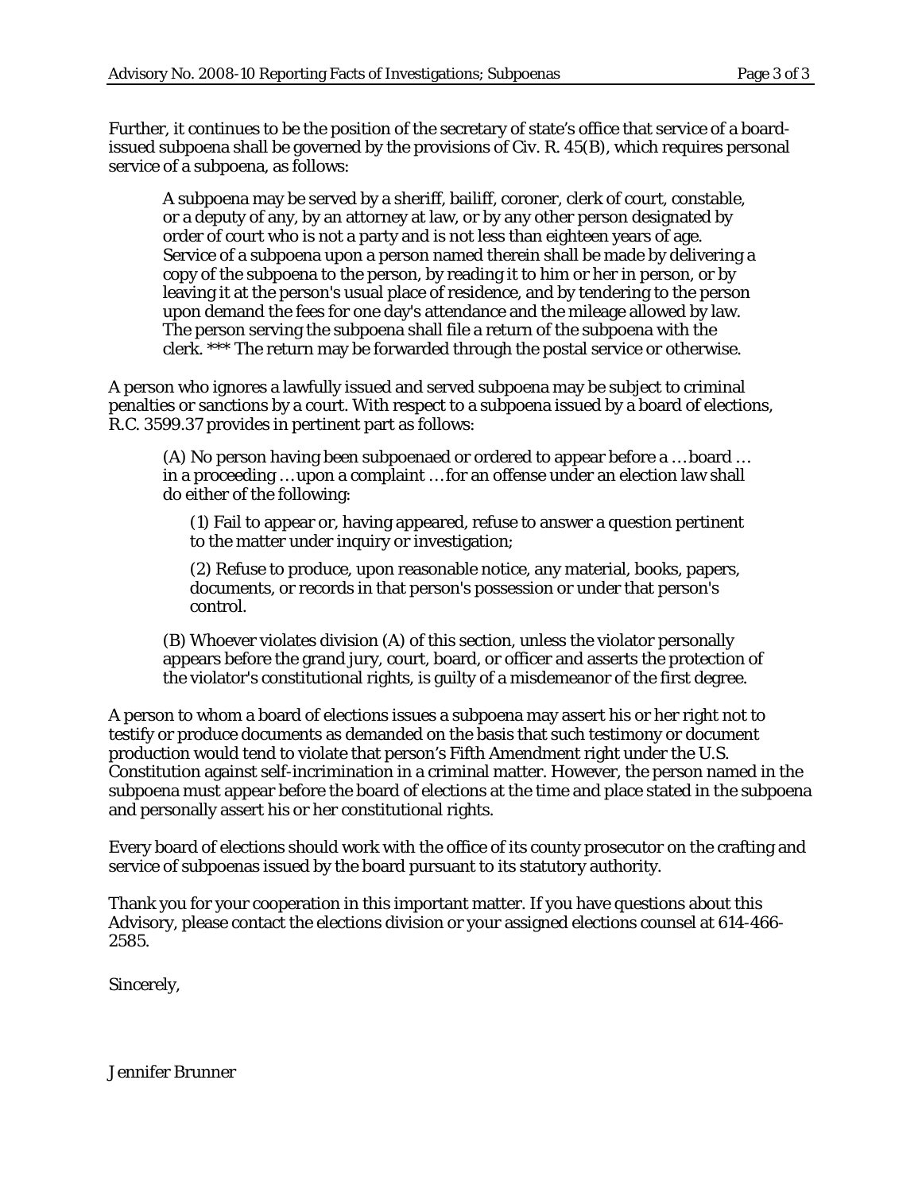Further, it continues to be the position of the secretary of state's office that service of a board-issued subpoena shall be governed by the provisions of Civ. R. 45(B), which requires personal service of a subpoena, as follows:

> A subpoena may be served by a sheriff, bailiff, coroner, clerk of court, constable, or a deputy of any, by an attorney at law, or by any other person designated by order of court who is not a party and is not less than eighteen years of age. Service of a subpoena upon a person named therein shall be made by delivering a copy of the subpoena to the person, by reading it to him or her in person, or by leaving it at the person's usual place of residence, and by tendering to the person upon demand the fees for one day's attendance and the mileage allowed by law. The person serving the subpoena shall file a return of the subpoena with the clerk. *** The return may be forwarded through the postal service or otherwise.

A person who ignores a lawfully issued and served subpoena may be subject to criminal penalties or sanctions by a court. With respect to a subpoena issued by a board of elections, R.C. 3599.37 provides in pertinent part as follows:

> (A) No person having been subpoenaed or ordered to appear before a … board … in a proceeding … upon a complaint … for an offense under an election law shall do either of the following:
>
> > (1) Fail to appear or, having appeared, refuse to answer a question pertinent to the matter under inquiry or investigation;
> >
> > (2) Refuse to produce, upon reasonable notice, any material, books, papers, documents, or records in that person's possession or under that person's control.
>
> (B) Whoever violates division (A) of this section, unless the violator personally appears before the grand jury, court, board, or officer and asserts the protection of the violator's constitutional rights, is guilty of a misdemeanor of the first degree.

A person to whom a board of elections issues a subpoena may assert his or her right not to testify or produce documents as demanded on the basis that such testimony or document production would tend to violate that person's Fifth Amendment right under the U.S. Constitution against self-incrimination in a criminal matter. However, the person named in the subpoena must appear before the board of elections at the time and place stated in the subpoena and personally assert his or her constitutional rights.

Every board of elections should work with the office of its county prosecutor on the crafting and service of subpoenas issued by the board pursuant to its statutory authority.

Thank you for your cooperation in this important matter. If you have questions about this Advisory, please contact the elections division or your assigned elections counsel at 614-466-2585.

Sincerely,

Jennifer Brunner